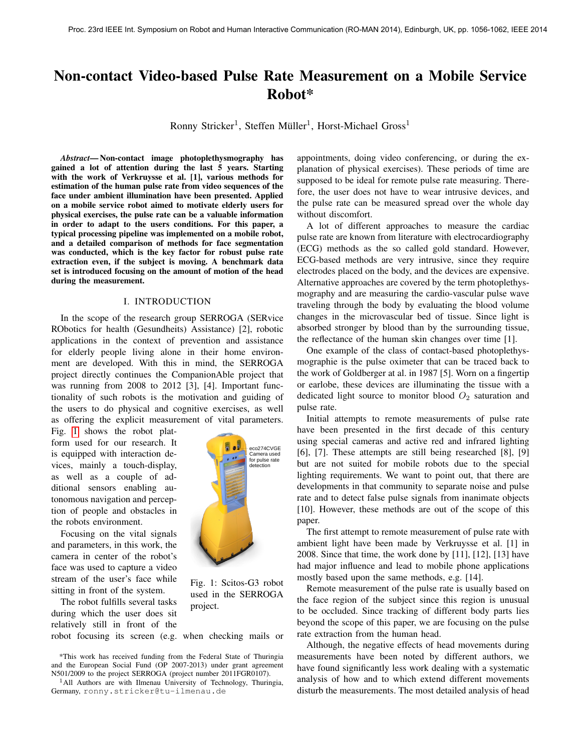# Non-contact Video-based Pulse Rate Measurement on a Mobile Service Robot*

Ronny Stricker[1], Steffen Müller[1], Horst-Michael Gross[1]

***Abstract*— Non-contact image photoplethysmography has gained a lot of attention during the last 5 years. Starting with the work of Verkruysse et al. [1], various methods for estimation of the human pulse rate from video sequences of the face under ambient illumination have been presented. Applied on a mobile service robot aimed to motivate elderly users for physical exercises, the pulse rate can be a valuable information in order to adapt to the users conditions. For this paper, a typical processing pipeline was implemented on a mobile robot, and a detailed comparison of methods for face segmentation was conducted, which is the key factor for robust pulse rate extraction even, if the subject is moving. A benchmark data set is introduced focusing on the amount of motion of the head during the measurement.**

## I. INTRODUCTION

In the scope of the research group SERROGA (SERvice RObotics for health (Gesundheits) Assistance) [2], robotic applications in the context of prevention and assistance for elderly people living alone in their home environment are developed. With this in mind, the SERROGA project directly continues the CompanionAble project that was running from 2008 to 2012 [3], [4]. Important functionality of such robots is the motivation and guiding of the users to do physical and cognitive exercises, as well as offering the explicit measurement of vital parameters. Fig. 1 shows the robot platform used for our research. It is equipped with interaction devices, mainly a touch-display, as well as a couple of additional sensors enabling autonomous navigation and perception of people and obstacles in the robots environment.

eco274CVGE Camera used for pulse rate detection

Fig. 1: Scitos-G3 robot used in the SERROGA project.

Focusing on the vital signals and parameters, in this work, the camera in center of the robot's face was used to capture a video stream of the user's face while sitting in front of the system.

The robot fulfills several tasks during which the user does sit relatively still in front of the robot focusing its screen (e.g. when checking mails or appointments, doing video conferencing, or during the explanation of physical exercises). These periods of time are supposed to be ideal for remote pulse rate measuring. Therefore, the user does not have to wear intrusive devices, and the pulse rate can be measured spread over the whole day without discomfort.

A lot of different approaches to measure the cardiac pulse rate are known from literature with electrocardiography (ECG) methods as the so called gold standard. However, ECG-based methods are very intrusive, since they require electrodes placed on the body, and the devices are expensive. Alternative approaches are covered by the term photoplethysmography and are measuring the cardio-vascular pulse wave traveling through the body by evaluating the blood volume changes in the microvascular bed of tissue. Since light is absorbed stronger by blood than by the surrounding tissue, the reflectance of the human skin changes over time [1].

One example of the class of contact-based photoplethysmographie is the pulse oximeter that can be traced back to the work of Goldberger at al. in 1987 [5]. Worn on a fingertip or earlobe, these devices are illuminating the tissue with a dedicated light source to monitor blood $O_2$ saturation and pulse rate.

Initial attempts to remote measurements of pulse rate have been presented in the first decade of this century using special cameras and active red and infrared lighting [6], [7]. These attempts are still being researched [8], [9] but are not suited for mobile robots due to the special lighting requirements. We want to point out, that there are developments in that community to separate noise and pulse rate and to detect false pulse signals from inanimate objects [10]. However, these methods are out of the scope of this paper.

The first attempt to remote measurement of pulse rate with ambient light have been made by Verkruysse et al. [1] in 2008. Since that time, the work done by [11], [12], [13] have had major influence and lead to mobile phone applications mostly based upon the same methods, e.g. [14].

Remote measurement of the pulse rate is usually based on the face region of the subject since this region is unusual to be occluded. Since tracking of different body parts lies beyond the scope of this paper, we are focusing on the pulse rate extraction from the human head.

Although, the negative effects of head movements during measurements have been noted by different authors, we have found significantly less work dealing with a systematic analysis of how and to which extend different movements disturb the measurements. The most detailed analysis of head

*This work has received funding from the Federal State of Thuringia and the European Social Fund (OP 2007-2013) under grant agreement N501/2009 to the project SERROGA (project number 2011FGR0107).

[1]All Authors are with Ilmenau University of Technology, Thuringia, Germany, ronny.stricker@tu-ilmenau.de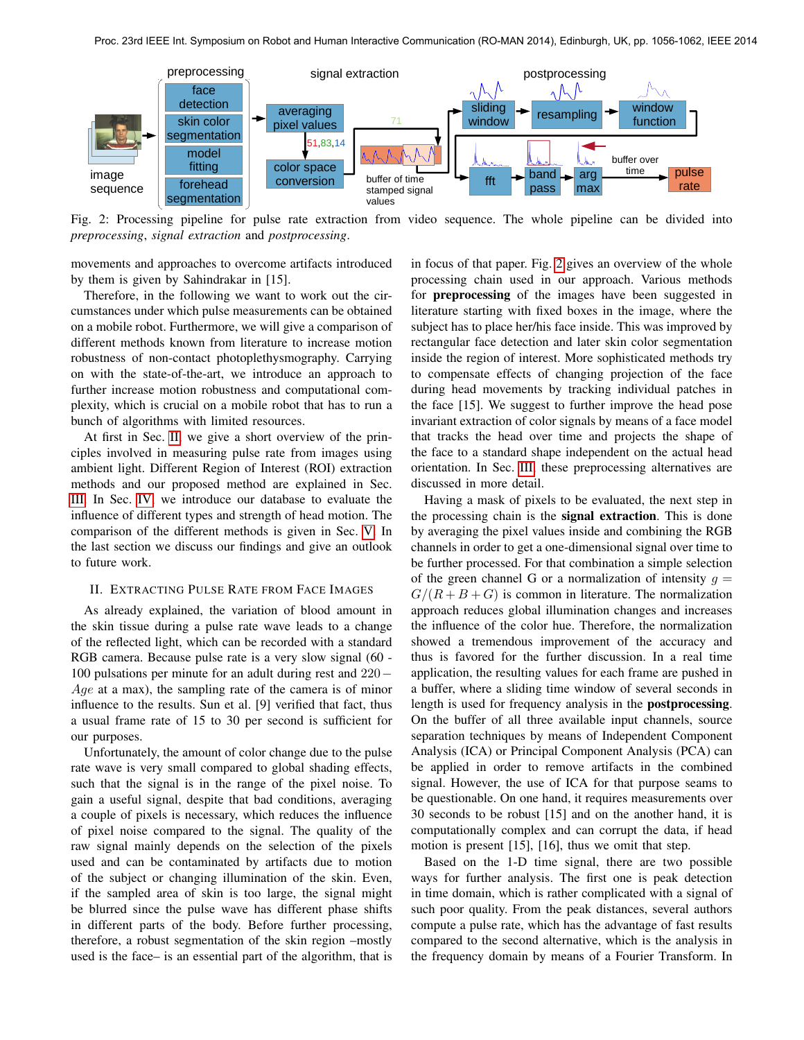Fig. 2: Processing pipeline for pulse rate extraction from video sequence. The whole pipeline can be divided into *preprocessing*, *signal extraction* and *postprocessing*.

movements and approaches to overcome artifacts introduced by them is given by Sahindrakar in [15].

Therefore, in the following we want to work out the circumstances under which pulse measurements can be obtained on a mobile robot. Furthermore, we will give a comparison of different methods known from literature to increase motion robustness of non-contact photoplethysmography. Carrying on with the state-of-the-art, we introduce an approach to further increase motion robustness and computational complexity, which is crucial on a mobile robot that has to run a bunch of algorithms with limited resources.

At first in Sec. II we give a short overview of the principles involved in measuring pulse rate from images using ambient light. Different Region of Interest (ROI) extraction methods and our proposed method are explained in Sec. III. In Sec. IV we introduce our database to evaluate the influence of different types and strength of head motion. The comparison of the different methods is given in Sec. V. In the last section we discuss our findings and give an outlook to future work.

## II. Extracting Pulse Rate from Face Images

As already explained, the variation of blood amount in the skin tissue during a pulse rate wave leads to a change of the reflected light, which can be recorded with a standard RGB camera. Because pulse rate is a very slow signal (60 - 100 pulsations per minute for an adult during rest and $220 - Age$ at a max), the sampling rate of the camera is of minor influence to the results. Sun et al. [9] verified that fact, thus a usual frame rate of 15 to 30 per second is sufficient for our purposes.

Unfortunately, the amount of color change due to the pulse rate wave is very small compared to global shading effects, such that the signal is in the range of the pixel noise. To gain a useful signal, despite that bad conditions, averaging a couple of pixels is necessary, which reduces the influence of pixel noise compared to the signal. The quality of the raw signal mainly depends on the selection of the pixels used and can be contaminated by artifacts due to motion of the subject or changing illumination of the skin. Even, if the sampled area of skin is too large, the signal might be blurred since the pulse wave has different phase shifts in different parts of the body. Before further processing, therefore, a robust segmentation of the skin region –mostly used is the face– is an essential part of the algorithm, that is in focus of that paper. Fig. 2 gives an overview of the whole processing chain used in our approach. Various methods for **preprocessing** of the images have been suggested in literature starting with fixed boxes in the image, where the subject has to place her/his face inside. This was improved by rectangular face detection and later skin color segmentation inside the region of interest. More sophisticated methods try to compensate effects of changing projection of the face during head movements by tracking individual patches in the face [15]. We suggest to further improve the head pose invariant extraction of color signals by means of a face model that tracks the head over time and projects the shape of the face to a standard shape independent on the actual head orientation. In Sec. III these preprocessing alternatives are discussed in more detail.

Having a mask of pixels to be evaluated, the next step in the processing chain is the **signal extraction**. This is done by averaging the pixel values inside and combining the RGB channels in order to get a one-dimensional signal over time to be further processed. For that combination a simple selection of the green channel G or a normalization of intensity $g = G/(R+B+G)$ is common in literature. The normalization approach reduces global illumination changes and increases the influence of the color hue. Therefore, the normalization showed a tremendous improvement of the accuracy and thus is favored for the further discussion. In a real time application, the resulting values for each frame are pushed in a buffer, where a sliding time window of several seconds in length is used for frequency analysis in the **postprocessing**. On the buffer of all three available input channels, source separation techniques by means of Independent Component Analysis (ICA) or Principal Component Analysis (PCA) can be applied in order to remove artifacts in the combined signal. However, the use of ICA for that purpose seams to be questionable. On one hand, it requires measurements over 30 seconds to be robust [15] and on the another hand, it is computationally complex and can corrupt the data, if head motion is present [15], [16], thus we omit that step.

Based on the 1-D time signal, there are two possible ways for further analysis. The first one is peak detection in time domain, which is rather complicated with a signal of such poor quality. From the peak distances, several authors compute a pulse rate, which has the advantage of fast results compared to the second alternative, which is the analysis in the frequency domain by means of a Fourier Transform. In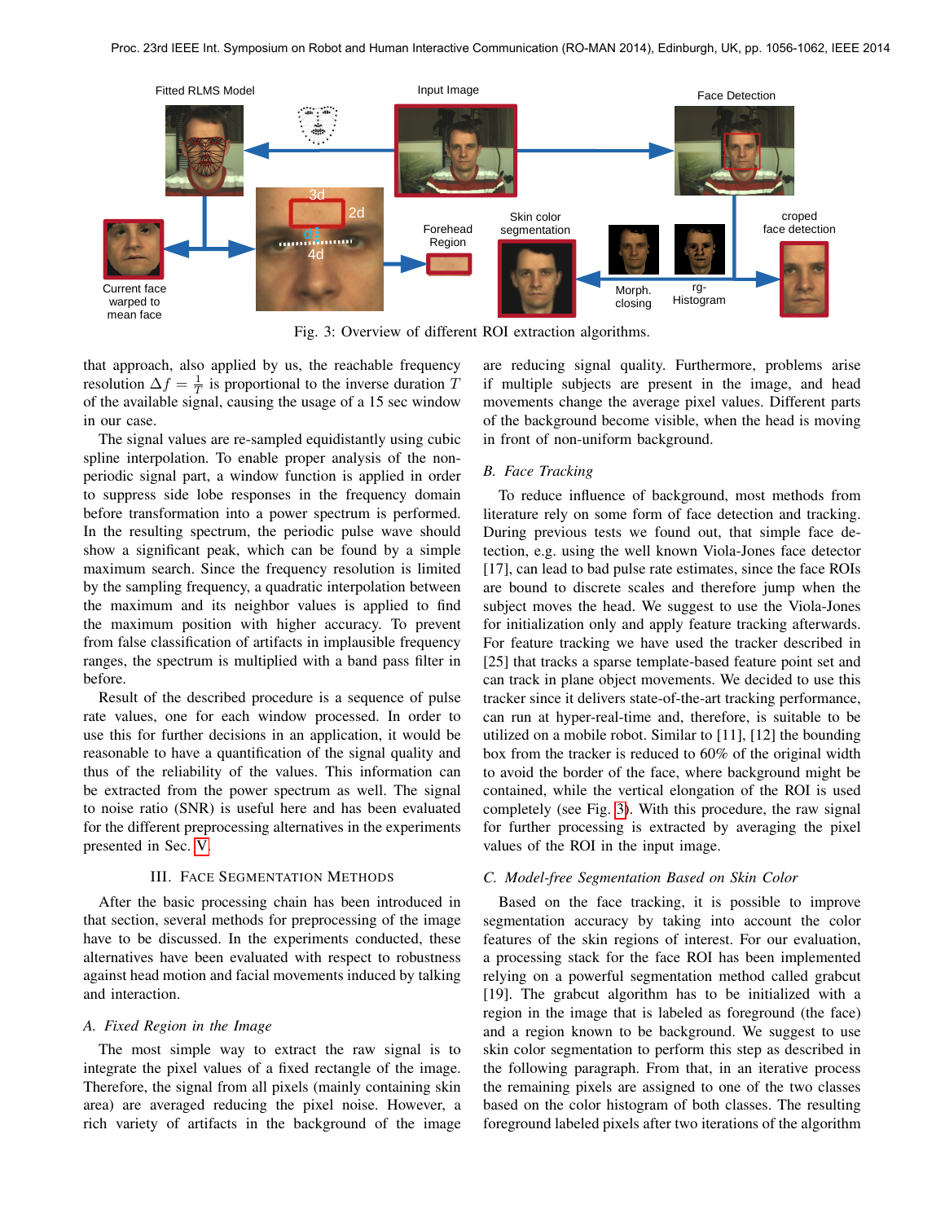Fitted RLMS Model

Input Image

Face Detection

3d

2d

d

4d

Forehead Region

Skin color segmentation

croped face detection

Current face warped to mean face

Morph. closing

rg-Histogram

Fig. 3: Overview of different ROI extraction algorithms.

that approach, also applied by us, the reachable frequency resolution $\Delta f = \frac{1}{T}$ is proportional to the inverse duration $T$ of the available signal, causing the usage of a 15 sec window in our case.

The signal values are re-sampled equidistantly using cubic spline interpolation. To enable proper analysis of the non-periodic signal part, a window function is applied in order to suppress side lobe responses in the frequency domain before transformation into a power spectrum is performed. In the resulting spectrum, the periodic pulse wave should show a significant peak, which can be found by a simple maximum search. Since the frequency resolution is limited by the sampling frequency, a quadratic interpolation between the maximum and its neighbor values is applied to find the maximum position with higher accuracy. To prevent from false classification of artifacts in implausible frequency ranges, the spectrum is multiplied with a band pass filter in before.

Result of the described procedure is a sequence of pulse rate values, one for each window processed. In order to use this for further decisions in an application, it would be reasonable to have a quantification of the signal quality and thus of the reliability of the values. This information can be extracted from the power spectrum as well. The signal to noise ratio (SNR) is useful here and has been evaluated for the different preprocessing alternatives in the experiments presented in Sec. V.

## III. Face Segmentation Methods

After the basic processing chain has been introduced in that section, several methods for preprocessing of the image have to be discussed. In the experiments conducted, these alternatives have been evaluated with respect to robustness against head motion and facial movements induced by talking and interaction.

### A. Fixed Region in the Image

The most simple way to extract the raw signal is to integrate the pixel values of a fixed rectangle of the image. Therefore, the signal from all pixels (mainly containing skin area) are averaged reducing the pixel noise. However, a rich variety of artifacts in the background of the image are reducing signal quality. Furthermore, problems arise if multiple subjects are present in the image, and head movements change the average pixel values. Different parts of the background become visible, when the head is moving in front of non-uniform background.

### B. Face Tracking

To reduce influence of background, most methods from literature rely on some form of face detection and tracking. During previous tests we found out, that simple face detection, e.g. using the well known Viola-Jones face detector [17], can lead to bad pulse rate estimates, since the face ROIs are bound to discrete scales and therefore jump when the subject moves the head. We suggest to use the Viola-Jones for initialization only and apply feature tracking afterwards. For feature tracking we have used the tracker described in [25] that tracks a sparse template-based feature point set and can track in plane object movements. We decided to use this tracker since it delivers state-of-the-art tracking performance, can run at hyper-real-time and, therefore, is suitable to be utilized on a mobile robot. Similar to [11], [12] the bounding box from the tracker is reduced to 60% of the original width to avoid the border of the face, where background might be contained, while the vertical elongation of the ROI is used completely (see Fig. 3). With this procedure, the raw signal for further processing is extracted by averaging the pixel values of the ROI in the input image.

### C. Model-free Segmentation Based on Skin Color

Based on the face tracking, it is possible to improve segmentation accuracy by taking into account the color features of the skin regions of interest. For our evaluation, a processing stack for the face ROI has been implemented relying on a powerful segmentation method called grabcut [19]. The grabcut algorithm has to be initialized with a region in the image that is labeled as foreground (the face) and a region known to be background. We suggest to use skin color segmentation to perform this step as described in the following paragraph. From that, in an iterative process the remaining pixels are assigned to one of the two classes based on the color histogram of both classes. The resulting foreground labeled pixels after two iterations of the algorithm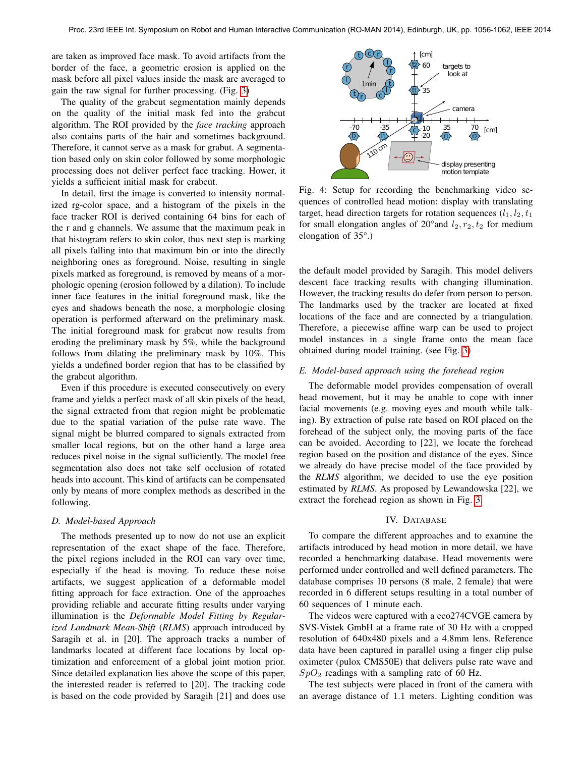are taken as improved face mask. To avoid artifacts from the border of the face, a geometric erosion is applied on the mask before all pixel values inside the mask are averaged to gain the raw signal for further processing. (Fig. 3)

The quality of the grabcut segmentation mainly depends on the quality of the initial mask fed into the grabcut algorithm. The ROI provided by the *face tracking* approach also contains parts of the hair and sometimes background. Therefore, it cannot serve as a mask for grabut. A segmentation based only on skin color followed by some morphologic processing does not deliver perfect face tracking. Hower, it yields a sufficient initial mask for crabcut.

In detail, first the image is converted to intensity normalized rg-color space, and a histogram of the pixels in the face tracker ROI is derived containing 64 bins for each of the r and g channels. We assume that the maximum peak in that histogram refers to skin color, thus next step is marking all pixels falling into that maximum bin or into the directly neighboring ones as foreground. Noise, resulting in single pixels marked as foreground, is removed by means of a morphologic opening (erosion followed by a dilation). To include inner face features in the initial foreground mask, like the eyes and shadows beneath the nose, a morphologic closing operation is performed afterward on the preliminary mask. The initial foreground mask for grabcut now results from eroding the preliminary mask by 5%, while the background follows from dilating the preliminary mask by 10%. This yields a undefined border region that has to be classified by the grabcut algorithm.

Even if this procedure is executed consecutively on every frame and yields a perfect mask of all skin pixels of the head, the signal extracted from that region might be problematic due to the spatial variation of the pulse rate wave. The signal might be blurred compared to signals extracted from smaller local regions, but on the other hand a large area reduces pixel noise in the signal sufficiently. The model free segmentation also does not take self occlusion of rotated heads into account. This kind of artifacts can be compensated only by means of more complex methods as described in the following.

### D. Model-based Approach

The methods presented up to now do not use an explicit representation of the exact shape of the face. Therefore, the pixel regions included in the ROI can vary over time, especially if the head is moving. To reduce these noise artifacts, we suggest application of a deformable model fitting approach for face extraction. One of the approaches providing reliable and accurate fitting results under varying illumination is the *Deformable Model Fitting by Regularized Landmark Mean-Shift* (*RLMS*) approach introduced by Saragih et al. in [20]. The approach tracks a number of landmarks located at different face locations by local optimization and enforcement of a global joint motion prior. Since detailed explanation lies above the scope of this paper, the interested reader is referred to [20]. The tracking code is based on the code provided by Saragih [21] and does use the default model provided by Saragih. This model delivers descent face tracking results with changing illumination. However, the tracking results do defer from person to person. The landmarks used by the tracker are located at fixed locations of the face and are connected by a triangulation. Therefore, a piecewise affine warp can be used to project model instances in a single frame onto the mean face obtained during model training. (see Fig. 3)

Fig. 4: Setup for recording the benchmarking video sequences of controlled head motion: display with translating target, head direction targets for rotation sequences ($l_1, l_2, t_1$ for small elongation angles of 20°and $l_2, r_2, t_2$ for medium elongation of 35°.)

### E. Model-based approach using the forehead region

The deformable model provides compensation of overall head movement, but it may be unable to cope with inner facial movements (e.g. moving eyes and mouth while talking). By extraction of pulse rate based on ROI placed on the forehead of the subject only, the moving parts of the face can be avoided. According to [22], we locate the forehead region based on the position and distance of the eyes. Since we already do have precise model of the face provided by the *RLMS* algorithm, we decided to use the eye position estimated by *RLMS*. As proposed by Lewandowska [22], we extract the forehead region as shown in Fig. 3.

## IV. Database

To compare the different approaches and to examine the artifacts introduced by head motion in more detail, we have recorded a benchmarking database. Head movements were performed under controlled and well defined parameters. The database comprises 10 persons (8 male, 2 female) that were recorded in 6 different setups resulting in a total number of 60 sequences of 1 minute each.

The videos were captured with a eco274CVGE camera by SVS-Vistek GmbH at a frame rate of 30 Hz with a cropped resolution of 640x480 pixels and a 4.8mm lens. Reference data have been captured in parallel using a finger clip pulse oximeter (pulox CMS50E) that delivers pulse rate wave and $SpO_2$ readings with a sampling rate of 60 Hz.

The test subjects were placed in front of the camera with an average distance of 1.1 meters. Lighting condition was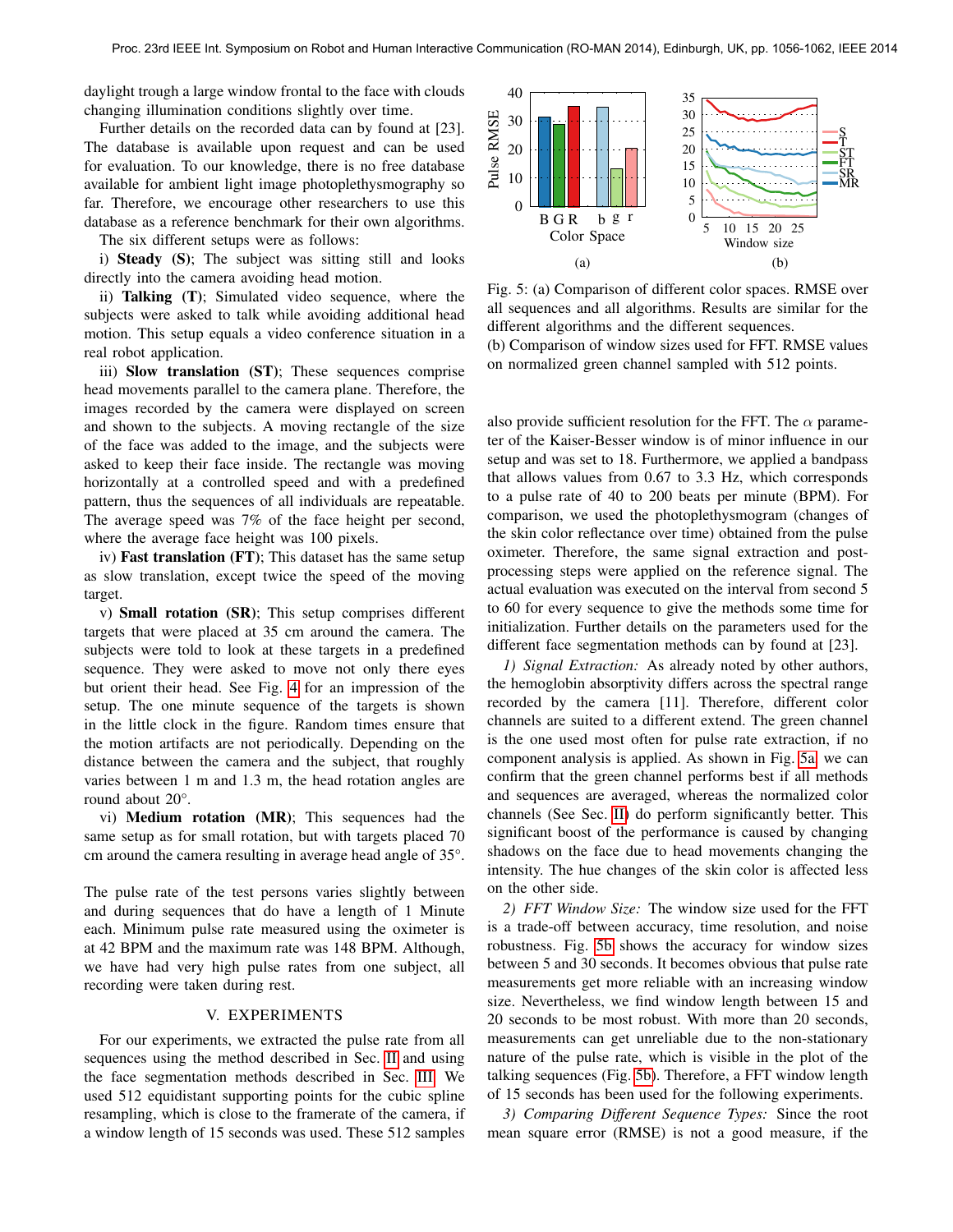daylight trough a large window frontal to the face with clouds changing illumination conditions slightly over time.

Further details on the recorded data can by found at [23]. The database is available upon request and can be used for evaluation. To our knowledge, there is no free database available for ambient light image photoplethysmography so far. Therefore, we encourage other researchers to use this database as a reference benchmark for their own algorithms.

The six different setups were as follows:

i) **Steady (S)**; The subject was sitting still and looks directly into the camera avoiding head motion.

ii) **Talking (T)**; Simulated video sequence, where the subjects were asked to talk while avoiding additional head motion. This setup equals a video conference situation in a real robot application.

iii) **Slow translation (ST)**; These sequences comprise head movements parallel to the camera plane. Therefore, the images recorded by the camera were displayed on screen and shown to the subjects. A moving rectangle of the size of the face was added to the image, and the subjects were asked to keep their face inside. The rectangle was moving horizontally at a controlled speed and with a predefined pattern, thus the sequences of all individuals are repeatable. The average speed was 7% of the face height per second, where the average face height was 100 pixels.

iv) **Fast translation (FT)**; This dataset has the same setup as slow translation, except twice the speed of the moving target.

v) **Small rotation (SR)**; This setup comprises different targets that were placed at 35 cm around the camera. The subjects were told to look at these targets in a predefined sequence. They were asked to move not only there eyes but orient their head. See Fig. 4 for an impression of the setup. The one minute sequence of the targets is shown in the little clock in the figure. Random times ensure that the motion artifacts are not periodically. Depending on the distance between the camera and the subject, that roughly varies between 1 m and 1.3 m, the head rotation angles are round about 20°.

vi) **Medium rotation (MR)**; This sequences had the same setup as for small rotation, but with targets placed 70 cm around the camera resulting in average head angle of 35°.

The pulse rate of the test persons varies slightly between and during sequences that do have a length of 1 Minute each. Minimum pulse rate measured using the oximeter is at 42 BPM and the maximum rate was 148 BPM. Although, we have had very high pulse rates from one subject, all recording were taken during rest.

## V. EXPERIMENTS

For our experiments, we extracted the pulse rate from all sequences using the method described in Sec. II and using the face segmentation methods described in Sec. III. We used 512 equidistant supporting points for the cubic spline resampling, which is close to the framerate of the camera, if a window length of 15 seconds was used. These 512 samples also provide sufficient resolution for the FFT. The $\alpha$ parameter of the Kaiser-Besser window is of minor influence in our setup and was set to 18. Furthermore, we applied a bandpass that allows values from 0.67 to 3.3 Hz, which corresponds to a pulse rate of 40 to 200 beats per minute (BPM). For comparison, we used the photoplethysmogram (changes of the skin color reflectance over time) obtained from the pulse oximeter. Therefore, the same signal extraction and post-processing steps were applied on the reference signal. The actual evaluation was executed on the interval from second 5 to 60 for every sequence to give the methods some time for initialization. Further details on the parameters used for the different face segmentation methods can by found at [23].

Fig. 5: (a) Comparison of different color spaces. RMSE over all sequences and all algorithms. Results are similar for the different algorithms and the different sequences.
(b) Comparison of window sizes used for FFT. RMSE values on normalized green channel sampled with 512 points.

*1) Signal Extraction:* As already noted by other authors, the hemoglobin absorptivity differs across the spectral range recorded by the camera [11]. Therefore, different color channels are suited to a different extend. The green channel is the one used most often for pulse rate extraction, if no component analysis is applied. As shown in Fig. 5a, we can confirm that the green channel performs best if all methods and sequences are averaged, whereas the normalized color channels (See Sec. II) do perform significantly better. This significant boost of the performance is caused by changing shadows on the face due to head movements changing the intensity. The hue changes of the skin color is affected less on the other side.

*2) FFT Window Size:* The window size used for the FFT is a trade-off between accuracy, time resolution, and noise robustness. Fig. 5b shows the accuracy for window sizes between 5 and 30 seconds. It becomes obvious that pulse rate measurements get more reliable with an increasing window size. Nevertheless, we find window length between 15 and 20 seconds to be most robust. With more than 20 seconds, measurements can get unreliable due to the non-stationary nature of the pulse rate, which is visible in the plot of the talking sequences (Fig. 5b). Therefore, a FFT window length of 15 seconds has been used for the following experiments.

*3) Comparing Different Sequence Types:* Since the root mean square error (RMSE) is not a good measure, if the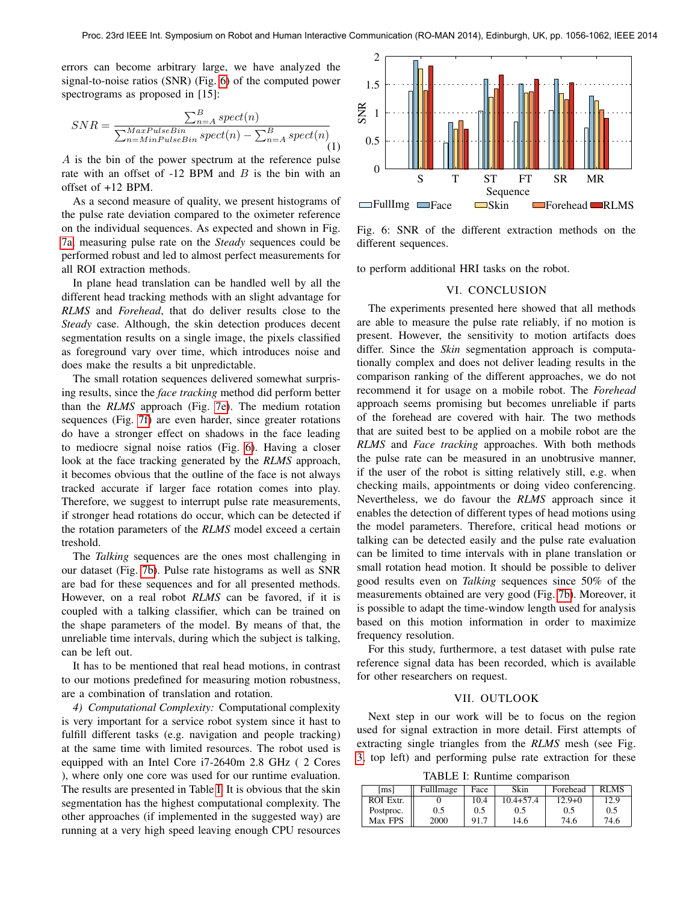errors can become arbitrary large, we have analyzed the signal-to-noise ratios (SNR) (Fig. 6) of the computed power spectrograms as proposed in [15]:

$$SNR = \frac{\sum_{n=A}^{B} spect(n)}{\sum_{n=MinPulseBin}^{MaxPulseBin} spect(n) - \sum_{n=A}^{B} spect(n)} \tag{1}$$

$A$ is the bin of the power spectrum at the reference pulse rate with an offset of -12 BPM and $B$ is the bin with an offset of +12 BPM.

As a second measure of quality, we present histograms of the pulse rate deviation compared to the oximeter reference on the individual sequences. As expected and shown in Fig. 7a measuring pulse rate on the *Steady* sequences could be performed robust and led to almost perfect measurements for all ROI extraction methods.

In plane head translation can be handled well by all the different head tracking methods with an slight advantage for *RLMS* and *Forehead*, that do deliver results close to the *Steady* case. Although, the skin detection produces decent segmentation results on a single image, the pixels classified as foreground vary over time, which introduces noise and does make the results a bit unpredictable.

The small rotation sequences delivered somewhat surprising results, since the *face tracking* method did perform better than the *RLMS* approach (Fig. 7e). The medium rotation sequences (Fig. 7f) are even harder, since greater rotations do have a stronger effect on shadows in the face leading to mediocre signal noise ratios (Fig. 6). Having a closer look at the face tracking generated by the *RLMS* approach, it becomes obvious that the outline of the face is not always tracked accurate if larger face rotation comes into play. Therefore, we suggest to interrupt pulse rate measurements, if stronger head rotations do occur, which can be detected if the rotation parameters of the *RLMS* model exceed a certain treshold.

The *Talking* sequences are the ones most challenging in our dataset (Fig. 7b). Pulse rate histograms as well as SNR are bad for these sequences and for all presented methods. However, on a real robot *RLMS* can be favored, if it is coupled with a talking classifier, which can be trained on the shape parameters of the model. By means of that, the unreliable time intervals, during which the subject is talking, can be left out.

It has to be mentioned that real head motions, in contrast to our motions predefined for measuring motion robustness, are a combination of translation and rotation.

*4) Computational Complexity:* Computational complexity is very important for a service robot system since it hast to fulfill different tasks (e.g. navigation and people tracking) at the same time with limited resources. The robot used is equipped with an Intel Core i7-2640m 2.8 GHz ( 2 Cores ), where only one core was used for our runtime evaluation. The results are presented in Table I. It is obvious that the skin segmentation has the highest computational complexity. The other approaches (if implemented in the suggested way) are running at a very high speed leaving enough CPU resources to perform additional HRI tasks on the robot.

2
1.5
1
0.5
0
SNR
S T ST FT SR MR
Sequence
FullImg Face Skin Forehead RLMS

Fig. 6: SNR of the different extraction methods on the different sequences.

## VI. CONCLUSION

The experiments presented here showed that all methods are able to measure the pulse rate reliably, if no motion is present. However, the sensitivity to motion artifacts does differ. Since the *Skin* segmentation approach is computationally complex and does not deliver leading results in the comparison ranking of the different approaches, we do not recommend it for usage on a mobile robot. The *Forehead* approach seems promising but becomes unreliable if parts of the forehead are covered with hair. The two methods that are suited best to be applied on a mobile robot are the *RLMS* and *Face tracking* approaches. With both methods the pulse rate can be measured in an unobtrusive manner, if the user of the robot is sitting relatively still, e.g. when checking mails, appointments or doing video conferencing. Nevertheless, we do favour the *RLMS* approach since it enables the detection of different types of head motions using the model parameters. Therefore, critical head motions or talking can be detected easily and the pulse rate evaluation can be limited to time intervals with in plane translation or small rotation head motion. It should be possible to deliver good results even on *Talking* sequences since 50% of the measurements obtained are very good (Fig. 7b). Moreover, it is possible to adapt the time-window length used for analysis based on this motion information in order to maximize frequency resolution.

For this study, furthermore, a test dataset with pulse rate reference signal data has been recorded, which is available for other researchers on request.

## VII. OUTLOOK

Next step in our work will be to focus on the region used for signal extraction in more detail. First attempts of extracting single triangles from the *RLMS* mesh (see Fig. 3, top left) and performing pulse rate extraction for these

TABLE I: Runtime comparison

| [ms] | FullImage | Face | Skin | Forehead | RLMS |
|---|---|---|---|---|---|
| ROI Extr. | 0 | 10.4 | 10.4+57.4 | 12.9+0 | 12.9 |
| Postproc. | 0.5 | 0.5 | 0.5 | 0.5 | 0.5 |
| Max FPS | 2000 | 91.7 | 14.6 | 74.6 | 74.6 |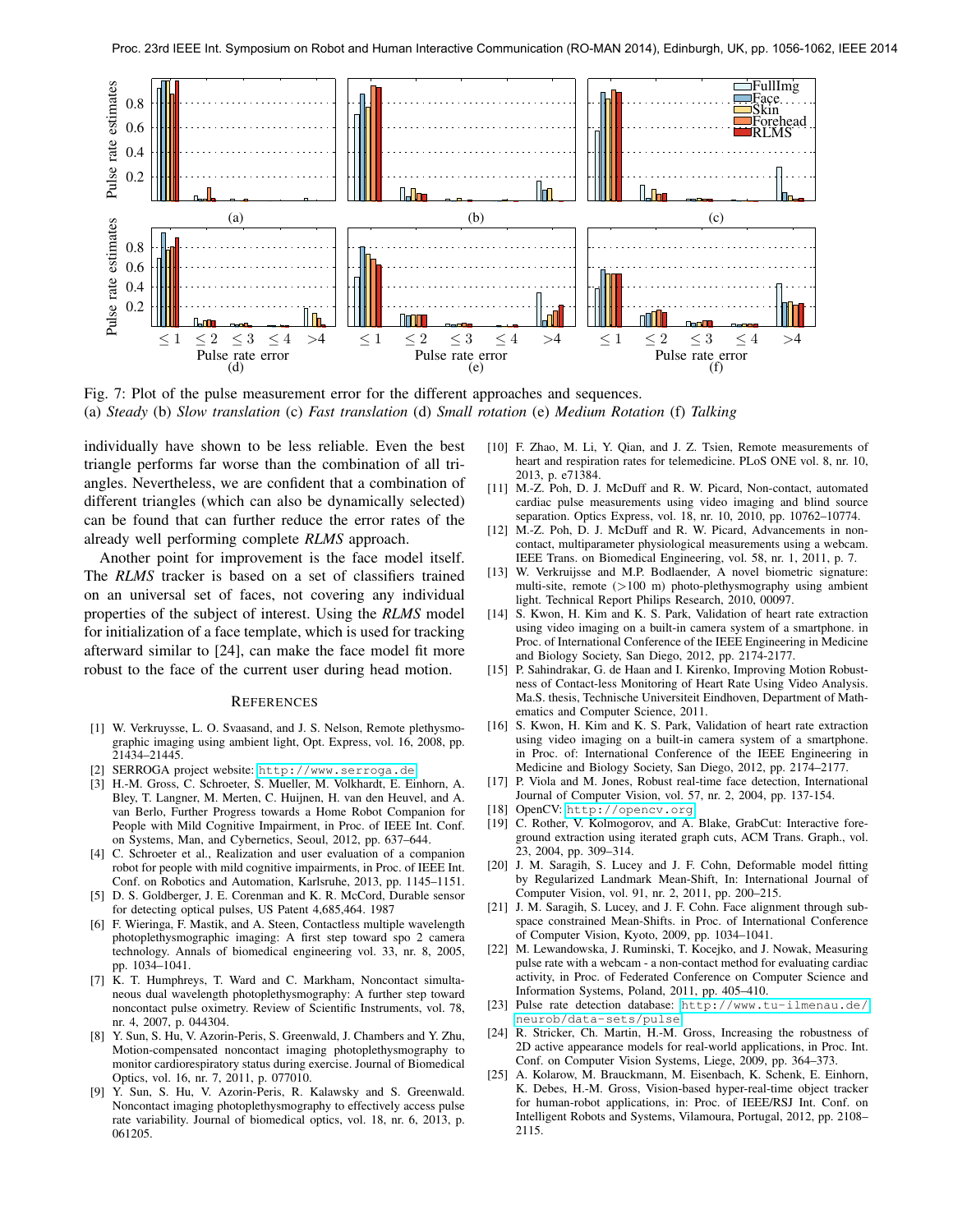Pulse rate estimates

0.8
0.6
0.4
0.2

FullImg
Face
Skin
Forehead
RLMS

(a) (b) (c)

≤ 1 ≤ 2 ≤ 3 ≤ 4 >4

Pulse rate error

(d) (e) (f)

Fig. 7: Plot of the pulse measurement error for the different approaches and sequences.
(a) *Steady* (b) *Slow translation* (c) *Fast translation* (d) *Small rotation* (e) *Medium Rotation* (f) *Talking*

individually have shown to be less reliable. Even the best triangle performs far worse than the combination of all triangles. Nevertheless, we are confident that a combination of different triangles (which can also be dynamically selected) can be found that can further reduce the error rates of the already well performing complete *RLMS* approach.

Another point for improvement is the face model itself. The *RLMS* tracker is based on a set of classifiers trained on an universal set of faces, not covering any individual properties of the subject of interest. Using the *RLMS* model for initialization of a face template, which is used for tracking afterward similar to [24], can make the face model fit more robust to the face of the current user during head motion.

## REFERENCES

[1] W. Verkruysse, L. O. Svaasand, and J. S. Nelson, Remote plethysmographic imaging using ambient light, Opt. Express, vol. 16, 2008, pp. 21434–21445.

[2] SERROGA project website: http://www.serroga.de

[3] H.-M. Gross, C. Schroeter, S. Mueller, M. Volkhardt, E. Einhorn, A. Bley, T. Langner, M. Merten, C. Huijnen, H. van den Heuvel, and A. van Berlo, Further Progress towards a Home Robot Companion for People with Mild Cognitive Impairment, in Proc. of IEEE Int. Conf. on Systems, Man, and Cybernetics, Seoul, 2012, pp. 637–644.

[4] C. Schroeter et al., Realization and user evaluation of a companion robot for people with mild cognitive impairments, in Proc. of IEEE Int. Conf. on Robotics and Automation, Karlsruhe, 2013, pp. 1145–1151.

[5] D. S. Goldberger, J. E. Corenman and K. R. McCord, Durable sensor for detecting optical pulses, US Patent 4,685,464. 1987

[6] F. Wieringa, F. Mastik, and A. Steen, Contactless multiple wavelength photoplethysmographic imaging: A first step toward spo 2 camera technology. Annals of biomedical engineering vol. 33, nr. 8, 2005, pp. 1034–1041.

[7] K. T. Humphreys, T. Ward and C. Markham, Noncontact simultaneous dual wavelength photoplethysmography: A further step toward noncontact pulse oximetry. Review of Scientific Instruments, vol. 78, nr. 4, 2007, p. 044304.

[8] Y. Sun, S. Hu, V. Azorin-Peris, S. Greenwald, J. Chambers and Y. Zhu, Motion-compensated noncontact imaging photoplethysmography to monitor cardiorespiratory status during exercise. Journal of Biomedical Optics, vol. 16, nr. 7, 2011, p. 077010.

[9] Y. Sun, S. Hu, V. Azorin-Peris, R. Kalawsky and S. Greenwald. Noncontact imaging photoplethysmography to effectively access pulse rate variability. Journal of biomedical optics, vol. 18, nr. 6, 2013, p. 061205.

[10] F. Zhao, M. Li, Y. Qian, and J. Z. Tsien, Remote measurements of heart and respiration rates for telemedicine. PLoS ONE vol. 8, nr. 10, 2013, p. e71384.

[11] M.-Z. Poh, D. J. McDuff and R. W. Picard, Non-contact, automated cardiac pulse measurements using video imaging and blind source separation. Optics Express, vol. 18, nr. 10, 2010, pp. 10762–10774.

[12] M.-Z. Poh, D. J. McDuff and R. W. Picard, Advancements in noncontact, multiparameter physiological measurements using a webcam. IEEE Trans. on Biomedical Engineering, vol. 58, nr. 1, 2011, p. 7.

[13] W. Verkruijsse and M.P. Bodlaender, A novel biometric signature: multi-site, remote (>100 m) photo-plethysmography using ambient light. Technical Report Philips Research, 2010, 00097.

[14] S. Kwon, H. Kim and K. S. Park, Validation of heart rate extraction using video imaging on a built-in camera system of a smartphone. in Proc. of International Conference of the IEEE Engineering in Medicine and Biology Society, San Diego, 2012, pp. 2174-2177.

[15] P. Sahindrakar, G. de Haan and I. Kirenko, Improving Motion Robustness of Contact-less Monitoring of Heart Rate Using Video Analysis. Ma.S. thesis, Technische Universiteit Eindhoven, Department of Mathematics and Computer Science, 2011.

[16] S. Kwon, H. Kim and K. S. Park, Validation of heart rate extraction using video imaging on a built-in camera system of a smartphone. in Proc. of: International Conference of the IEEE Engineering in Medicine and Biology Society, San Diego, 2012, pp. 2174–2177.

[17] P. Viola and M. Jones, Robust real-time face detection, International Journal of Computer Vision, vol. 57, nr. 2, 2004, pp. 137-154.

[18] OpenCV: http://opencv.org

[19] C. Rother, V. Kolmogorov, and A. Blake, GrabCut: Interactive foreground extraction using iterated graph cuts, ACM Trans. Graph., vol. 23, 2004, pp. 309–314.

[20] J. M. Saragih, S. Lucey and J. F. Cohn, Deformable model fitting by Regularized Landmark Mean-Shift, In: International Journal of Computer Vision, vol. 91, nr. 2, 2011, pp. 200–215.

[21] J. M. Saragih, S. Lucey, and J. F. Cohn. Face alignment through subspace constrained Mean-Shifts. in Proc. of International Conference of Computer Vision, Kyoto, 2009, pp. 1034–1041.

[22] M. Lewandowska, J. Ruminski, T. Kocejko, and J. Nowak, Measuring pulse rate with a webcam - a non-contact method for evaluating cardiac activity, in Proc. of Federated Conference on Computer Science and Information Systems, Poland, 2011, pp. 405–410.

[23] Pulse rate detection database: http://www.tu-ilmenau.de/neurob/data-sets/pulse

[24] R. Stricker, Ch. Martin, H.-M. Gross, Increasing the robustness of 2D active appearance models for real-world applications, in Proc. Int. Conf. on Computer Vision Systems, Liege, 2009, pp. 364–373.

[25] A. Kolarow, M. Brauckmann, M. Eisenbach, K. Schenk, E. Einhorn, K. Debes, H.-M. Gross, Vision-based hyper-real-time object tracker for human-robot applications, in: Proc. of IEEE/RSJ Int. Conf. on Intelligent Robots and Systems, Vilamoura, Portugal, 2012, pp. 2108–2115.